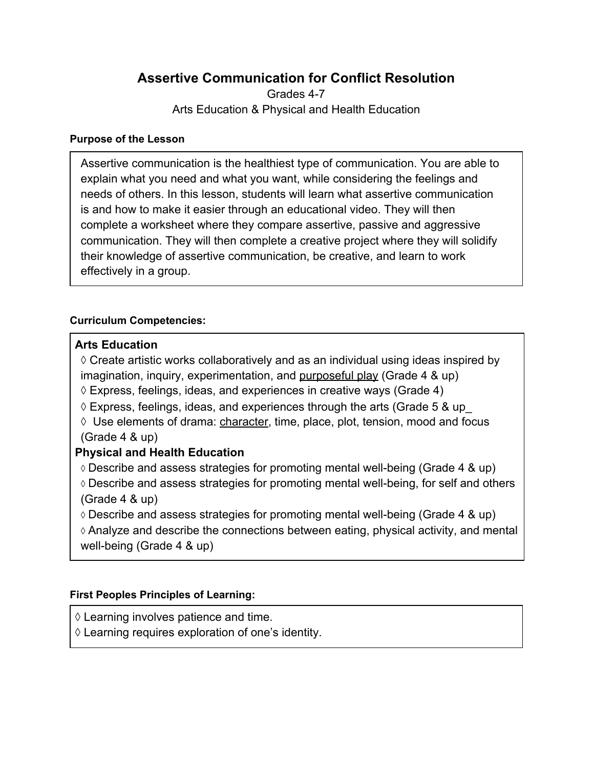# Assertive Communication for Conflict Resolution

Grades 4-7

Arts Education & Physical and Health Education

**Purpose of the Lesson**

Assertive communication is the healthiest type of communication. You are able to explain what you need and what you want, while considering the feelings and needs of others. In this lesson, students will learn what assertive communication is and how to make it easier through an educational video. They will then complete a worksheet where they compare assertive, passive and aggressive communication. They will then complete a creative project where they will solidify their knowledge of assertive communication, be creative, and learn to work effectively in a group.

**Curriculum Competencies:**

**Arts Education**

◊ Create artistic works collaboratively and as an individual using ideas inspired by imagination, inquiry, experimentation, and <u>purposeful play</u> (Grade 4 & up)
◊ Express, feelings, ideas, and experiences in creative ways (Grade 4)
◊ Express, feelings, ideas, and experiences through the arts (Grade 5 & up_
◊ Use elements of drama: <u>character</u>, time, place, plot, tension, mood and focus (Grade 4 & up)

**Physical and Health Education**

◊ Describe and assess strategies for promoting mental well-being (Grade 4 & up)
◊ Describe and assess strategies for promoting mental well-being, for self and others (Grade 4 & up)
◊ Describe and assess strategies for promoting mental well-being (Grade 4 & up)
◊ Analyze and describe the connections between eating, physical activity, and mental well-being (Grade 4 & up)

**First Peoples Principles of Learning:**

◊ Learning involves patience and time.
◊ Learning requires exploration of one's identity.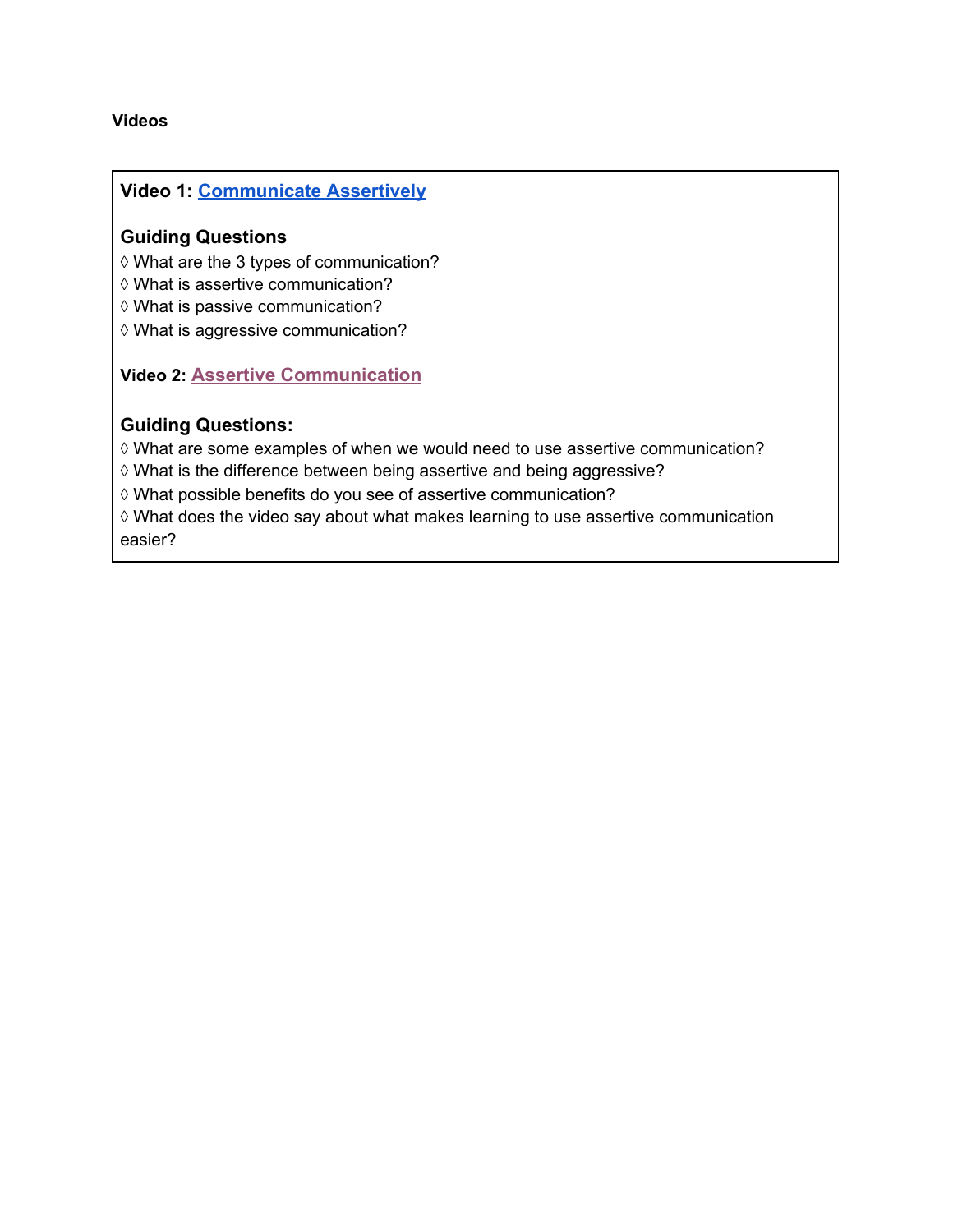**Videos**

**Video 1: Communicate Assertively**

**Guiding Questions**

◊ What are the 3 types of communication?
◊ What is assertive communication?
◊ What is passive communication?
◊ What is aggressive communication?

**Video 2: Assertive Communication**

**Guiding Questions:**

◊ What are some examples of when we would need to use assertive communication?
◊ What is the difference between being assertive and being aggressive?
◊ What possible benefits do you see of assertive communication?
◊ What does the video say about what makes learning to use assertive communication easier?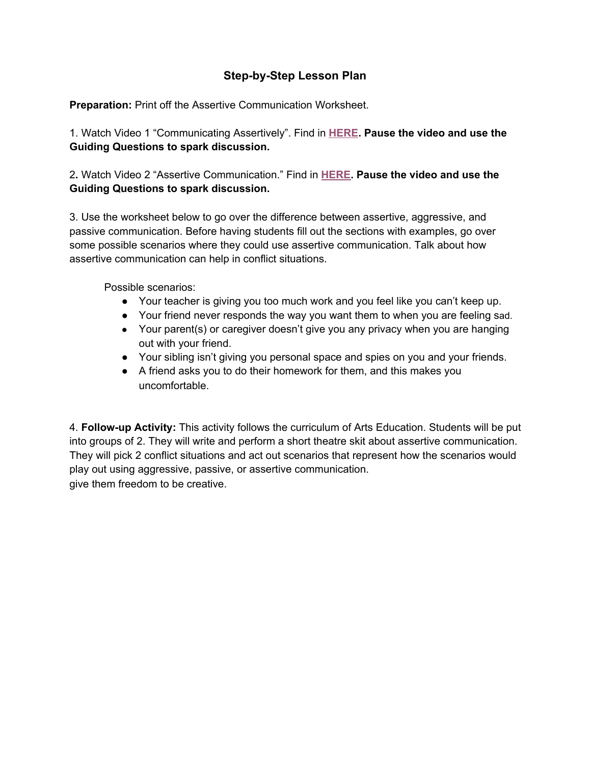## Step-by-Step Lesson Plan

**Preparation:** Print off the Assertive Communication Worksheet.

1. Watch Video 1 “Communicating Assertively”. Find in **HERE**. **Pause the video and use the Guiding Questions to spark discussion.**

2. Watch Video 2 “Assertive Communication.” Find in **HERE**. **Pause the video and use the Guiding Questions to spark discussion.**

3. Use the worksheet below to go over the difference between assertive, aggressive, and passive communication. Before having students fill out the sections with examples, go over some possible scenarios where they could use assertive communication. Talk about how assertive communication can help in conflict situations.

Possible scenarios:

- Your teacher is giving you too much work and you feel like you can’t keep up.
- Your friend never responds the way you want them to when you are feeling sad.
- Your parent(s) or caregiver doesn’t give you any privacy when you are hanging out with your friend.
- Your sibling isn’t giving you personal space and spies on you and your friends.
- A friend asks you to do their homework for them, and this makes you uncomfortable.

4. **Follow-up Activity:** This activity follows the curriculum of Arts Education. Students will be put into groups of 2. They will write and perform a short theatre skit about assertive communication. They will pick 2 conflict situations and act out scenarios that represent how the scenarios would play out using aggressive, passive, or assertive communication.
give them freedom to be creative.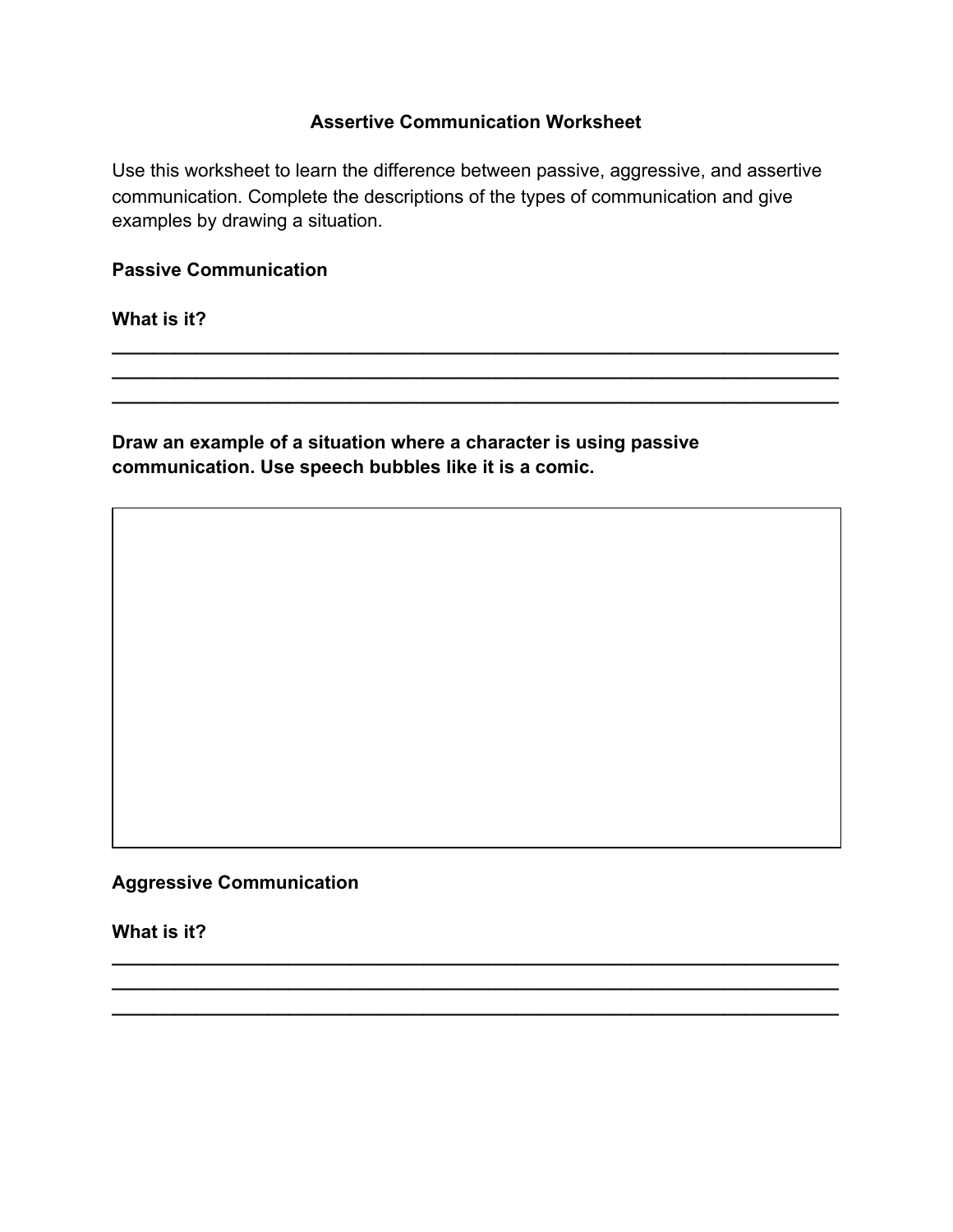**Assertive Communication Worksheet**

Use this worksheet to learn the difference between passive, aggressive, and assertive communication. Complete the descriptions of the types of communication and give examples by drawing a situation.

**Passive Communication**

**What is it?**

___________________________________________________________________________
___________________________________________________________________________
___________________________________________________________________________

**Draw an example of a situation where a character is using passive communication. Use speech bubbles like it is a comic.**

**Aggressive Communication**

**What is it?**

___________________________________________________________________________
___________________________________________________________________________
___________________________________________________________________________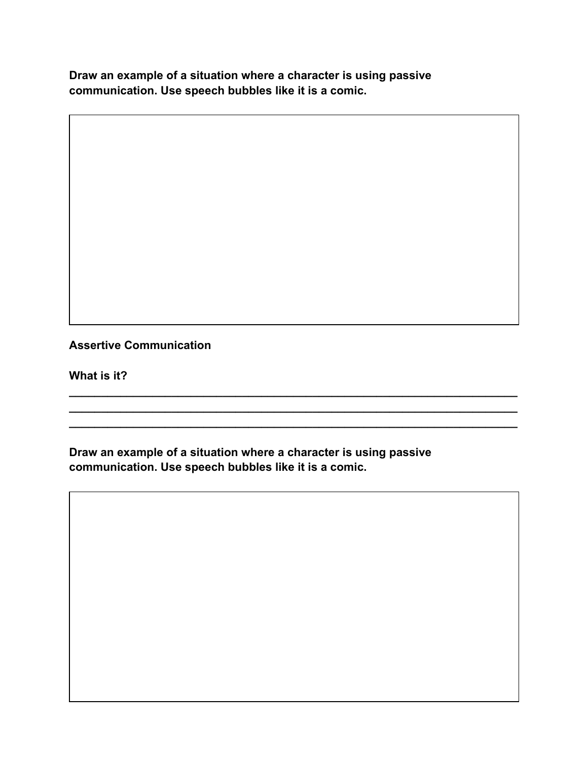**Draw an example of a situation where a character is using passive communication. Use speech bubbles like it is a comic.**

**Assertive Communication**

**What is it?**

______________________________________________________________________

______________________________________________________________________

______________________________________________________________________

**Draw an example of a situation where a character is using passive communication. Use speech bubbles like it is a comic.**